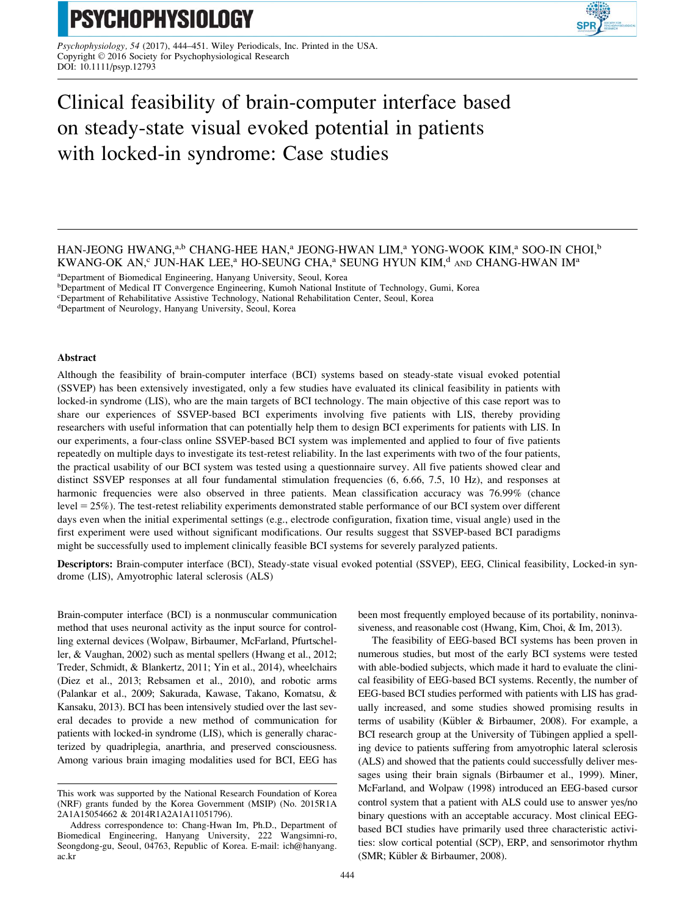# Clinical feasibility of brain-computer interface based on steady-state visual evoked potential in patients with locked-in syndrome: Case studies

HAN-JEONG HWANG,[a,b] CHANG-HEE HAN,[a] JEONG-HWAN LIM,[a] YONG-WOOK KIM,[a] SOO-IN CHOI,[b] KWANG-OK AN,[c] JUN-HAK LEE,[a] HO-SEUNG CHA,[a] SEUNG HYUN KIM,[d] AND CHANG-HWAN IM[a]

[a]Department of Biomedical Engineering, Hanyang University, Seoul, Korea
[b]Department of Medical IT Convergence Engineering, Kumoh National Institute of Technology, Gumi, Korea
[c]Department of Rehabilitative Assistive Technology, National Rehabilitation Center, Seoul, Korea
[d]Department of Neurology, Hanyang University, Seoul, Korea

### Abstract

Although the feasibility of brain-computer interface (BCI) systems based on steady-state visual evoked potential (SSVEP) has been extensively investigated, only a few studies have evaluated its clinical feasibility in patients with locked-in syndrome (LIS), who are the main targets of BCI technology. The main objective of this case report was to share our experiences of SSVEP-based BCI experiments involving five patients with LIS, thereby providing researchers with useful information that can potentially help them to design BCI experiments for patients with LIS. In our experiments, a four-class online SSVEP-based BCI system was implemented and applied to four of five patients repeatedly on multiple days to investigate its test-retest reliability. In the last experiments with two of the four patients, the practical usability of our BCI system was tested using a questionnaire survey. All five patients showed clear and distinct SSVEP responses at all four fundamental stimulation frequencies (6, 6.66, 7.5, 10 Hz), and responses at harmonic frequencies were also observed in three patients. Mean classification accuracy was 76.99% (chance level = 25%). The test-retest reliability experiments demonstrated stable performance of our BCI system over different days even when the initial experimental settings (e.g., electrode configuration, fixation time, visual angle) used in the first experiment were used without significant modifications. Our results suggest that SSVEP-based BCI paradigms might be successfully used to implement clinically feasible BCI systems for severely paralyzed patients.

**Descriptors:** Brain-computer interface (BCI), Steady-state visual evoked potential (SSVEP), EEG, Clinical feasibility, Locked-in syndrome (LIS), Amyotrophic lateral sclerosis (ALS)

Brain-computer interface (BCI) is a nonmuscular communication method that uses neuronal activity as the input source for controlling external devices (Wolpaw, Birbaumer, McFarland, Pfurtscheller, & Vaughan, 2002) such as mental spellers (Hwang et al., 2012; Treder, Schmidt, & Blankertz, 2011; Yin et al., 2014), wheelchairs (Diez et al., 2013; Rebsamen et al., 2010), and robotic arms (Palankar et al., 2009; Sakurada, Kawase, Takano, Komatsu, & Kansaku, 2013). BCI has been intensively studied over the last several decades to provide a new method of communication for patients with locked-in syndrome (LIS), which is generally characterized by quadriplegia, anarthria, and preserved consciousness. Among various brain imaging modalities used for BCI, EEG has been most frequently employed because of its portability, noninvasiveness, and reasonable cost (Hwang, Kim, Choi, & Im, 2013).

The feasibility of EEG-based BCI systems has been proven in numerous studies, but most of the early BCI systems were tested with able-bodied subjects, which made it hard to evaluate the clinical feasibility of EEG-based BCI systems. Recently, the number of EEG-based BCI studies performed with patients with LIS has gradually increased, and some studies showed promising results in terms of usability (Kübler & Birbaumer, 2008). For example, a BCI research group at the University of Tübingen applied a spelling device to patients suffering from amyotrophic lateral sclerosis (ALS) and showed that the patients could successfully deliver messages using their brain signals (Birbaumer et al., 1999). Miner, McFarland, and Wolpaw (1998) introduced an EEG-based cursor control system that a patient with ALS could use to answer yes/no binary questions with an acceptable accuracy. Most clinical EEG-based BCI studies have primarily used three characteristic activities: slow cortical potential (SCP), ERP, and sensorimotor rhythm (SMR; Kübler & Birbaumer, 2008).

This work was supported by the National Research Foundation of Korea (NRF) grants funded by the Korea Government (MSIP) (No. 2015R1A2A1A15054662 & 2014R1A2A1A11051796).

Address correspondence to: Chang-Hwan Im, Ph.D., Department of Biomedical Engineering, Hanyang University, 222 Wangsimni-ro, Seongdong-gu, Seoul, 04763, Republic of Korea. E-mail: ich@hanyang.ac.kr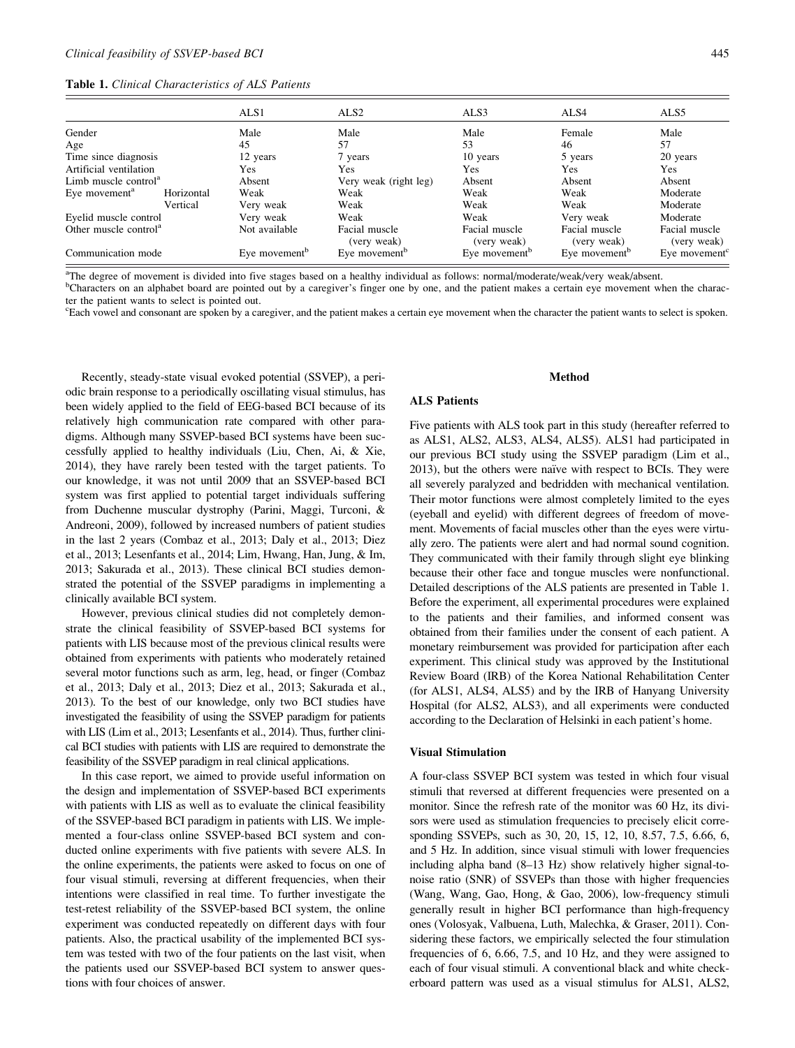**Table 1.** *Clinical Characteristics of ALS Patients*

| | | ALS1 | ALS2 | ALS3 | ALS4 | ALS5 |
|---|---|---|---|---|---|---|
| Gender | | Male | Male | Male | Female | Male |
| Age | | 45 | 57 | 53 | 46 | 57 |
| Time since diagnosis | | 12 years | 7 years | 10 years | 5 years | 20 years |
| Artificial ventilation | | Yes | Yes | Yes | Yes | Yes |
| Limb muscle control[a] | | Absent | Very weak (right leg) | Absent | Absent | Absent |
| Eye movement[a] | Horizontal | Weak | Weak | Weak | Weak | Moderate |
| | Vertical | Very weak | Weak | Weak | Weak | Moderate |
| Eyelid muscle control | | Very weak | Weak | Weak | Very weak | Moderate |
| Other muscle control[a] | | Not available | Facial muscle (very weak) | Facial muscle (very weak) | Facial muscle (very weak) | Facial muscle (very weak) |
| Communication mode | | Eye movement[b] | Eye movement[b] | Eye movement[b] | Eye movement[b] | Eye movement[c] |

[a]The degree of movement is divided into five stages based on a healthy individual as follows: normal/moderate/weak/very weak/absent.
[b]Characters on an alphabet board are pointed out by a caregiver's finger one by one, and the patient makes a certain eye movement when the character the patient wants to select is pointed out.
[c]Each vowel and consonant are spoken by a caregiver, and the patient makes a certain eye movement when the character the patient wants to select is spoken.

Recently, steady-state visual evoked potential (SSVEP), a periodic brain response to a periodically oscillating visual stimulus, has been widely applied to the field of EEG-based BCI because of its relatively high communication rate compared with other paradigms. Although many SSVEP-based BCI systems have been successfully applied to healthy individuals (Liu, Chen, Ai, & Xie, 2014), they have rarely been tested with the target patients. To our knowledge, it was not until 2009 that an SSVEP-based BCI system was first applied to potential target individuals suffering from Duchenne muscular dystrophy (Parini, Maggi, Turconi, & Andreoni, 2009), followed by increased numbers of patient studies in the last 2 years (Combaz et al., 2013; Daly et al., 2013; Diez et al., 2013; Lesenfants et al., 2014; Lim, Hwang, Han, Jung, & Im, 2013; Sakurada et al., 2013). These clinical BCI studies demonstrated the potential of the SSVEP paradigms in implementing a clinically available BCI system.

However, previous clinical studies did not completely demonstrate the clinical feasibility of SSVEP-based BCI systems for patients with LIS because most of the previous clinical results were obtained from experiments with patients who moderately retained several motor functions such as arm, leg, head, or finger (Combaz et al., 2013; Daly et al., 2013; Diez et al., 2013; Sakurada et al., 2013). To the best of our knowledge, only two BCI studies have investigated the feasibility of using the SSVEP paradigm for patients with LIS (Lim et al., 2013; Lesenfants et al., 2014). Thus, further clinical BCI studies with patients with LIS are required to demonstrate the feasibility of the SSVEP paradigm in real clinical applications.

In this case report, we aimed to provide useful information on the design and implementation of SSVEP-based BCI experiments with patients with LIS as well as to evaluate the clinical feasibility of the SSVEP-based BCI paradigm in patients with LIS. We implemented a four-class online SSVEP-based BCI system and conducted online experiments with five patients with severe ALS. In the online experiments, the patients were asked to focus on one of four visual stimuli, reversing at different frequencies, when their intentions were classified in real time. To further investigate the test-retest reliability of the SSVEP-based BCI system, the online experiment was conducted repeatedly on different days with four patients. Also, the practical usability of the implemented BCI system was tested with two of the four patients on the last visit, when the patients used our SSVEP-based BCI system to answer questions with four choices of answer.

## Method

### ALS Patients

Five patients with ALS took part in this study (hereafter referred to as ALS1, ALS2, ALS3, ALS4, ALS5). ALS1 had participated in our previous BCI study using the SSVEP paradigm (Lim et al., 2013), but the others were naïve with respect to BCIs. They were all severely paralyzed and bedridden with mechanical ventilation. Their motor functions were almost completely limited to the eyes (eyeball and eyelid) with different degrees of freedom of movement. Movements of facial muscles other than the eyes were virtually zero. The patients were alert and had normal sound cognition. They communicated with their family through slight eye blinking because their other face and tongue muscles were nonfunctional. Detailed descriptions of the ALS patients are presented in Table 1. Before the experiment, all experimental procedures were explained to the patients and their families, and informed consent was obtained from their families under the consent of each patient. A monetary reimbursement was provided for participation after each experiment. This clinical study was approved by the Institutional Review Board (IRB) of the Korea National Rehabilitation Center (for ALS1, ALS4, ALS5) and by the IRB of Hanyang University Hospital (for ALS2, ALS3), and all experiments were conducted according to the Declaration of Helsinki in each patient's home.

### Visual Stimulation

A four-class SSVEP BCI system was tested in which four visual stimuli that reversed at different frequencies were presented on a monitor. Since the refresh rate of the monitor was 60 Hz, its divisors were used as stimulation frequencies to precisely elicit corresponding SSVEPs, such as 30, 20, 15, 12, 10, 8.57, 7.5, 6.66, 6, and 5 Hz. In addition, since visual stimuli with lower frequencies including alpha band (8–13 Hz) show relatively higher signal-to-noise ratio (SNR) of SSVEPs than those with higher frequencies (Wang, Wang, Gao, Hong, & Gao, 2006), low-frequency stimuli generally result in higher BCI performance than high-frequency ones (Volosyak, Valbuena, Luth, Malechka, & Graser, 2011). Considering these factors, we empirically selected the four stimulation frequencies of 6, 6.66, 7.5, and 10 Hz, and they were assigned to each of four visual stimuli. A conventional black and white checkerboard pattern was used as a visual stimulus for ALS1, ALS2,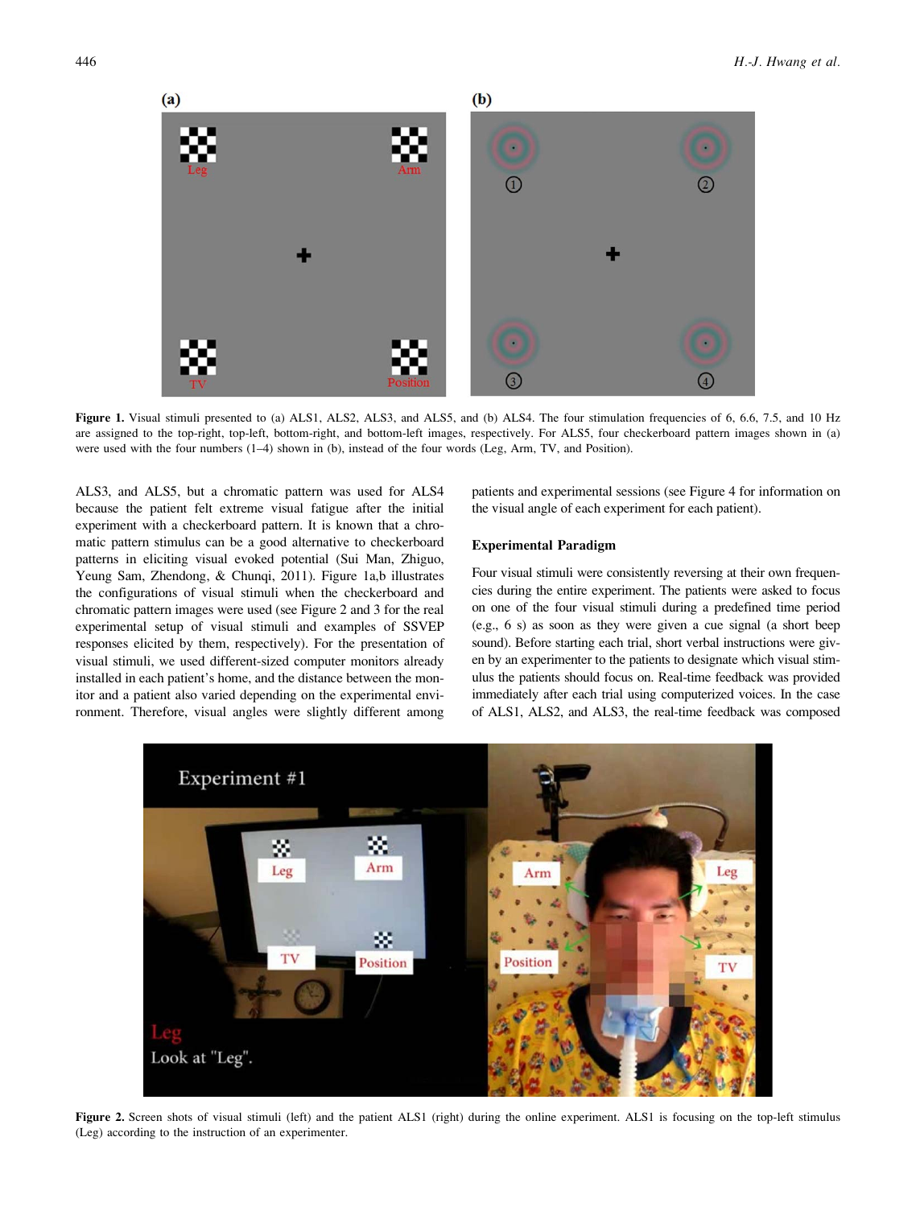**Figure 1.** Visual stimuli presented to (a) ALS1, ALS2, ALS3, and ALS5, and (b) ALS4. The four stimulation frequencies of 6, 6.6, 7.5, and 10 Hz are assigned to the top-right, top-left, bottom-right, and bottom-left images, respectively. For ALS5, four checkerboard pattern images shown in (a) were used with the four numbers (1–4) shown in (b), instead of the four words (Leg, Arm, TV, and Position).

ALS3, and ALS5, but a chromatic pattern was used for ALS4 because the patient felt extreme visual fatigue after the initial experiment with a checkerboard pattern. It is known that a chromatic pattern stimulus can be a good alternative to checkerboard patterns in eliciting visual evoked potential (Sui Man, Zhiguo, Yeung Sam, Zhendong, & Chunqi, 2011). Figure 1a,b illustrates the configurations of visual stimuli when the checkerboard and chromatic pattern images were used (see Figure 2 and 3 for the real experimental setup of visual stimuli and examples of SSVEP responses elicited by them, respectively). For the presentation of visual stimuli, we used different-sized computer monitors already installed in each patient's home, and the distance between the monitor and a patient also varied depending on the experimental environment. Therefore, visual angles were slightly different among patients and experimental sessions (see Figure 4 for information on the visual angle of each experiment for each patient).

### Experimental Paradigm

Four visual stimuli were consistently reversing at their own frequencies during the entire experiment. The patients were asked to focus on one of the four visual stimuli during a predefined time period (e.g., 6 s) as soon as they were given a cue signal (a short beep sound). Before starting each trial, short verbal instructions were given by an experimenter to the patients to designate which visual stimulus the patients should focus on. Real-time feedback was provided immediately after each trial using computerized voices. In the case of ALS1, ALS2, and ALS3, the real-time feedback was composed

**Figure 2.** Screen shots of visual stimuli (left) and the patient ALS1 (right) during the online experiment. ALS1 is focusing on the top-left stimulus (Leg) according to the instruction of an experimenter.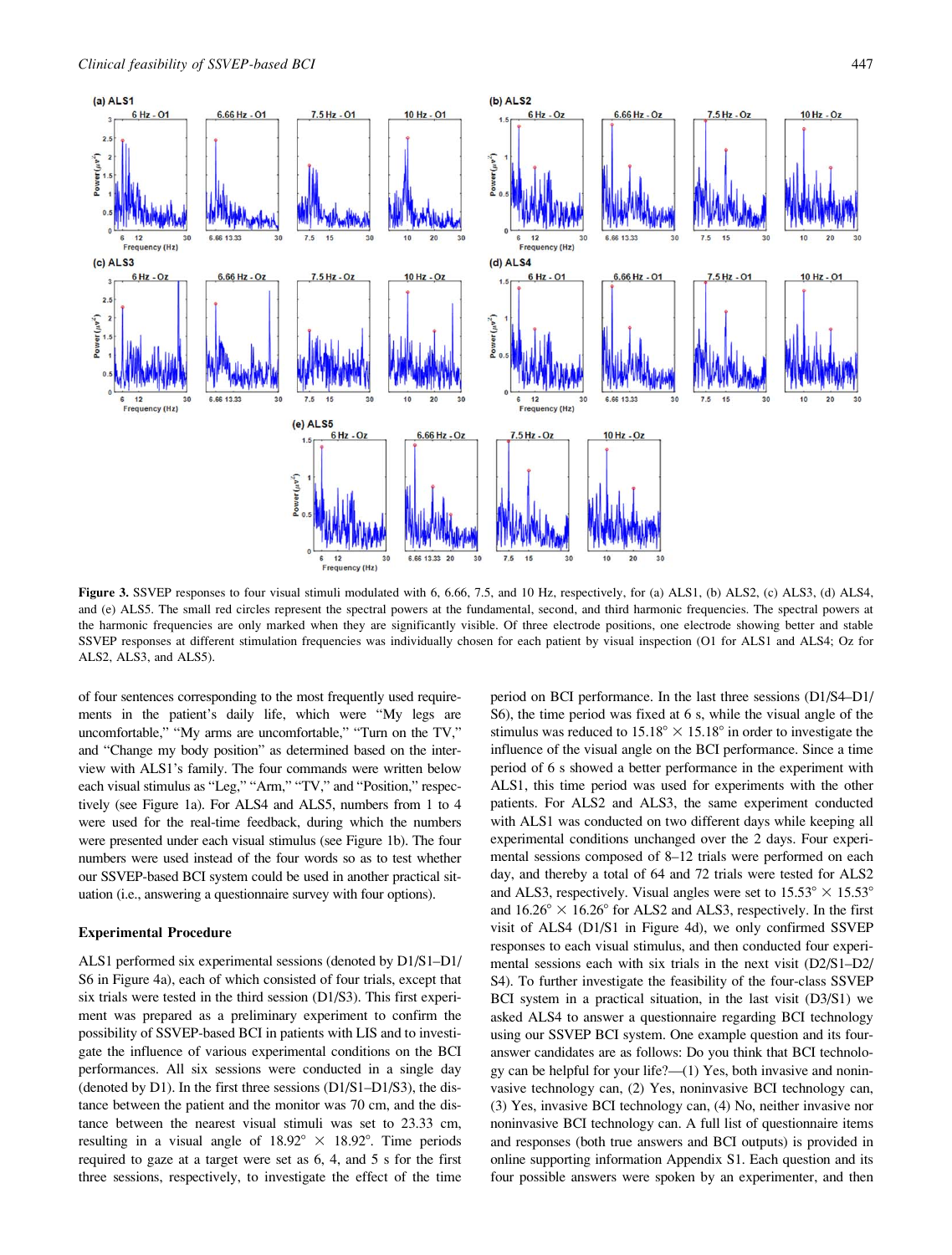**Figure 3.** SSVEP responses to four visual stimuli modulated with 6, 6.66, 7.5, and 10 Hz, respectively, for (a) ALS1, (b) ALS2, (c) ALS3, (d) ALS4, and (e) ALS5. The small red circles represent the spectral powers at the fundamental, second, and third harmonic frequencies. The spectral powers at the harmonic frequencies are only marked when they are significantly visible. Of three electrode positions, one electrode showing better and stable SSVEP responses at different stimulation frequencies was individually chosen for each patient by visual inspection (O1 for ALS1 and ALS4; Oz for ALS2, ALS3, and ALS5).

of four sentences corresponding to the most frequently used requirements in the patient's daily life, which were "My legs are uncomfortable," "My arms are uncomfortable," "Turn on the TV," and "Change my body position" as determined based on the interview with ALS1's family. The four commands were written below each visual stimulus as "Leg," "Arm," "TV," and "Position," respectively (see Figure 1a). For ALS4 and ALS5, numbers from 1 to 4 were used for the real-time feedback, during which the numbers were presented under each visual stimulus (see Figure 1b). The four numbers were used instead of the four words so as to test whether our SSVEP-based BCI system could be used in another practical situation (i.e., answering a questionnaire survey with four options).

### Experimental Procedure

ALS1 performed six experimental sessions (denoted by D1/S1–D1/S6 in Figure 4a), each of which consisted of four trials, except that six trials were tested in the third session (D1/S3). This first experiment was prepared as a preliminary experiment to confirm the possibility of SSVEP-based BCI in patients with LIS and to investigate the influence of various experimental conditions on the BCI performances. All six sessions were conducted in a single day (denoted by D1). In the first three sessions (D1/S1–D1/S3), the distance between the patient and the monitor was 70 cm, and the distance between the nearest visual stimuli was set to 23.33 cm, resulting in a visual angle of $18.92° \times 18.92°$. Time periods required to gaze at a target were set as 6, 4, and 5 s for the first three sessions, respectively, to investigate the effect of the time period on BCI performance. In the last three sessions (D1/S4–D1/S6), the time period was fixed at 6 s, while the visual angle of the stimulus was reduced to $15.18° \times 15.18°$ in order to investigate the influence of the visual angle on the BCI performance. Since a time period of 6 s showed a better performance in the experiment with ALS1, this time period was used for experiments with the other patients. For ALS2 and ALS3, the same experiment conducted with ALS1 was conducted on two different days while keeping all experimental conditions unchanged over the 2 days. Four experimental sessions composed of 8–12 trials were performed on each day, and thereby a total of 64 and 72 trials were tested for ALS2 and ALS3, respectively. Visual angles were set to $15.53° \times 15.53°$ and $16.26° \times 16.26°$ for ALS2 and ALS3, respectively. In the first visit of ALS4 (D1/S1 in Figure 4d), we only confirmed SSVEP responses to each visual stimulus, and then conducted four experimental sessions each with six trials in the next visit (D2/S1–D2/S4). To further investigate the feasibility of the four-class SSVEP BCI system in a practical situation, in the last visit (D3/S1) we asked ALS4 to answer a questionnaire regarding BCI technology using our SSVEP BCI system. One example question and its four-answer candidates are as follows: Do you think that BCI technology can be helpful for your life?—(1) Yes, both invasive and noninvasive technology can, (2) Yes, noninvasive BCI technology can, (3) Yes, invasive BCI technology can, (4) No, neither invasive nor noninvasive BCI technology can. A full list of questionnaire items and responses (both true answers and BCI outputs) is provided in online supporting information Appendix S1. Each question and its four possible answers were spoken by an experimenter, and then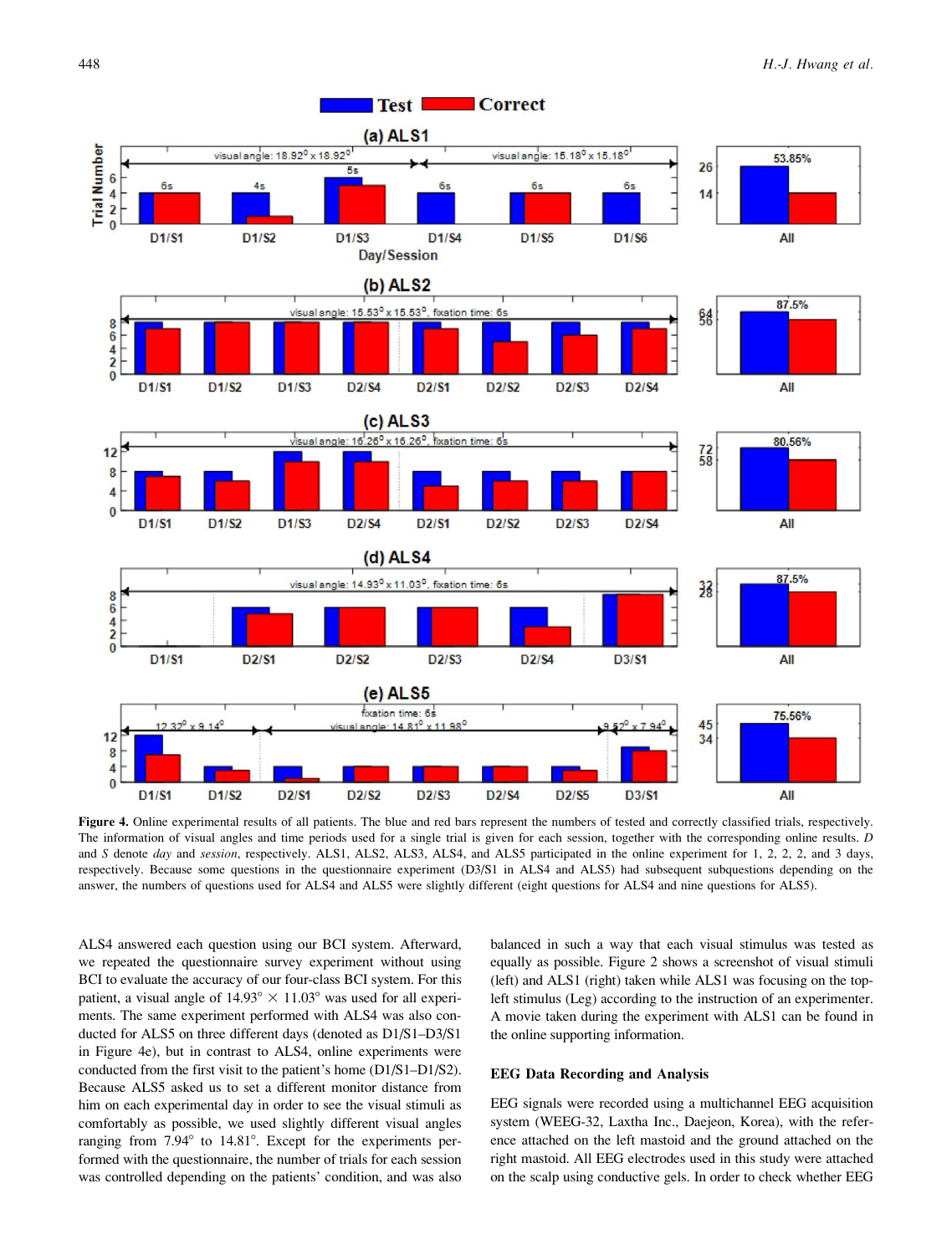**Figure 4.** Online experimental results of all patients. The blue and red bars represent the numbers of tested and correctly classified trials, respectively. The information of visual angles and time periods used for a single trial is given for each session, together with the corresponding online results. *D* and *S* denote *day* and *session*, respectively. ALS1, ALS2, ALS3, ALS4, and ALS5 participated in the online experiment for 1, 2, 2, 2, and 3 days, respectively. Because some questions in the questionnaire experiment (D3/S1 in ALS4 and ALS5) had subsequent subquestions depending on the answer, the numbers of questions used for ALS4 and ALS5 were slightly different (eight questions for ALS4 and nine questions for ALS5).

ALS4 answered each question using our BCI system. Afterward, we repeated the questionnaire survey experiment without using BCI to evaluate the accuracy of our four-class BCI system. For this patient, a visual angle of 14.93° × 11.03° was used for all experiments. The same experiment performed with ALS4 was also conducted for ALS5 on three different days (denoted as D1/S1–D3/S1 in Figure 4e), but in contrast to ALS4, online experiments were conducted from the first visit to the patient's home (D1/S1–D1/S2). Because ALS5 asked us to set a different monitor distance from him on each experimental day in order to see the visual stimuli as comfortably as possible, we used slightly different visual angles ranging from 7.94° to 14.81°. Except for the experiments performed with the questionnaire, the number of trials for each session was controlled depending on the patients' condition, and was also balanced in such a way that each visual stimulus was tested as equally as possible. Figure 2 shows a screenshot of visual stimuli (left) and ALS1 (right) taken while ALS1 was focusing on the top-left stimulus (Leg) according to the instruction of an experimenter. A movie taken during the experiment with ALS1 can be found in the online supporting information.

### EEG Data Recording and Analysis

EEG signals were recorded using a multichannel EEG acquisition system (WEEG-32, Laxtha Inc., Daejeon, Korea), with the reference attached on the left mastoid and the ground attached on the right mastoid. All EEG electrodes used in this study were attached on the scalp using conductive gels. In order to check whether EEG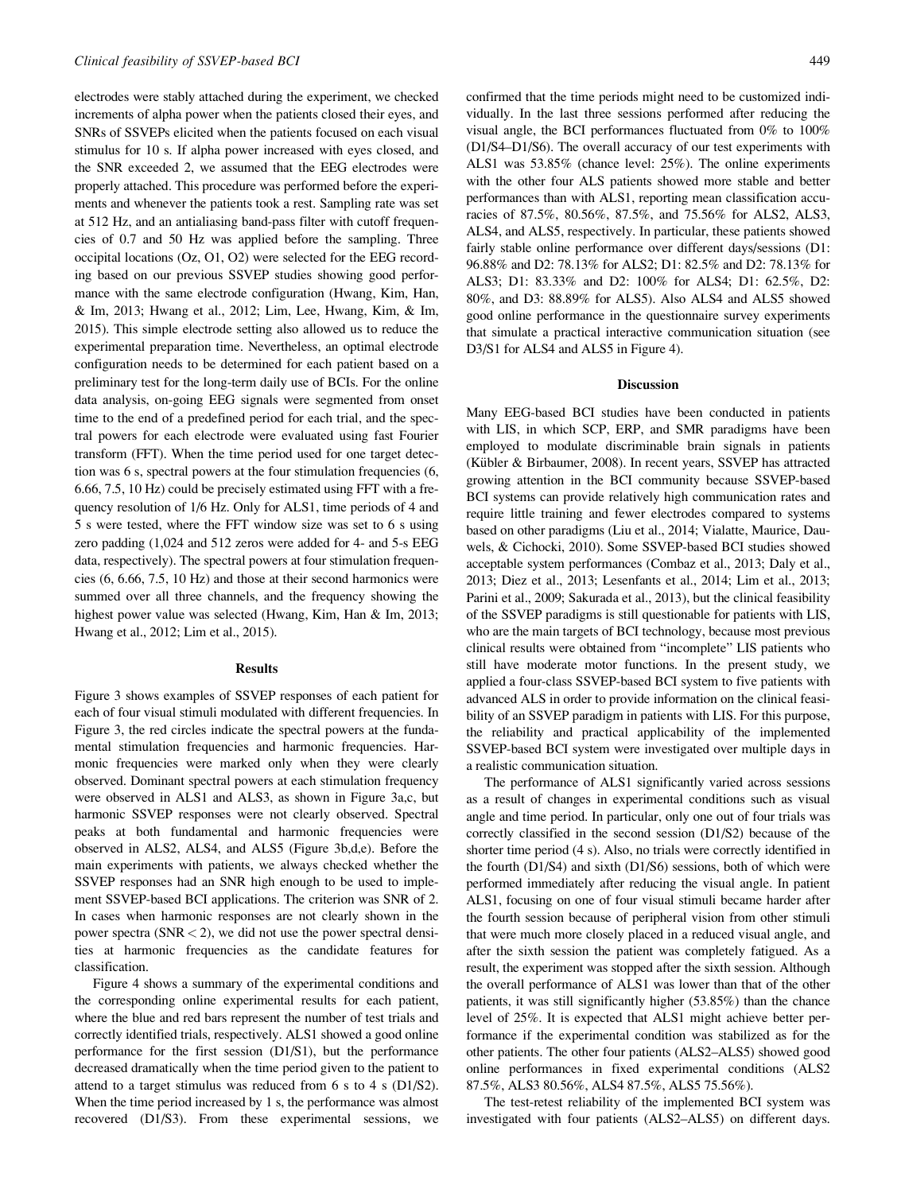electrodes were stably attached during the experiment, we checked increments of alpha power when the patients closed their eyes, and SNRs of SSVEPs elicited when the patients focused on each visual stimulus for 10 s. If alpha power increased with eyes closed, and the SNR exceeded 2, we assumed that the EEG electrodes were properly attached. This procedure was performed before the experiments and whenever the patients took a rest. Sampling rate was set at 512 Hz, and an antialiasing band-pass filter with cutoff frequencies of 0.7 and 50 Hz was applied before the sampling. Three occipital locations (Oz, O1, O2) were selected for the EEG recording based on our previous SSVEP studies showing good performance with the same electrode configuration (Hwang, Kim, Han, & Im, 2013; Hwang et al., 2012; Lim, Lee, Hwang, Kim, & Im, 2015). This simple electrode setting also allowed us to reduce the experimental preparation time. Nevertheless, an optimal electrode configuration needs to be determined for each patient based on a preliminary test for the long-term daily use of BCIs. For the online data analysis, on-going EEG signals were segmented from onset time to the end of a predefined period for each trial, and the spectral powers for each electrode were evaluated using fast Fourier transform (FFT). When the time period used for one target detection was 6 s, spectral powers at the four stimulation frequencies (6, 6.66, 7.5, 10 Hz) could be precisely estimated using FFT with a frequency resolution of 1/6 Hz. Only for ALS1, time periods of 4 and 5 s were tested, where the FFT window size was set to 6 s using zero padding (1,024 and 512 zeros were added for 4- and 5-s EEG data, respectively). The spectral powers at four stimulation frequencies (6, 6.66, 7.5, 10 Hz) and those at their second harmonics were summed over all three channels, and the frequency showing the highest power value was selected (Hwang, Kim, Han & Im, 2013; Hwang et al., 2012; Lim et al., 2015).

## Results

Figure 3 shows examples of SSVEP responses of each patient for each of four visual stimuli modulated with different frequencies. In Figure 3, the red circles indicate the spectral powers at the fundamental stimulation frequencies and harmonic frequencies. Harmonic frequencies were marked only when they were clearly observed. Dominant spectral powers at each stimulation frequency were observed in ALS1 and ALS3, as shown in Figure 3a,c, but harmonic SSVEP responses were not clearly observed. Spectral peaks at both fundamental and harmonic frequencies were observed in ALS2, ALS4, and ALS5 (Figure 3b,d,e). Before the main experiments with patients, we always checked whether the SSVEP responses had an SNR high enough to be used to implement SSVEP-based BCI applications. The criterion was SNR of 2. In cases when harmonic responses are not clearly shown in the power spectra (SNR < 2), we did not use the power spectral densities at harmonic frequencies as the candidate features for classification.

Figure 4 shows a summary of the experimental conditions and the corresponding online experimental results for each patient, where the blue and red bars represent the number of test trials and correctly identified trials, respectively. ALS1 showed a good online performance for the first session (D1/S1), but the performance decreased dramatically when the time period given to the patient to attend to a target stimulus was reduced from 6 s to 4 s (D1/S2). When the time period increased by 1 s, the performance was almost recovered (D1/S3). From these experimental sessions, we confirmed that the time periods might need to be customized individually. In the last three sessions performed after reducing the visual angle, the BCI performances fluctuated from 0% to 100% (D1/S4–D1/S6). The overall accuracy of our test experiments with ALS1 was 53.85% (chance level: 25%). The online experiments with the other four ALS patients showed more stable and better performances than with ALS1, reporting mean classification accuracies of 87.5%, 80.56%, 87.5%, and 75.56% for ALS2, ALS3, ALS4, and ALS5, respectively. In particular, these patients showed fairly stable online performance over different days/sessions (D1: 96.88% and D2: 78.13% for ALS2; D1: 82.5% and D2: 78.13% for ALS3; D1: 83.33% and D2: 100% for ALS4; D1: 62.5%, D2: 80%, and D3: 88.89% for ALS5). Also ALS4 and ALS5 showed good online performance in the questionnaire survey experiments that simulate a practical interactive communication situation (see D3/S1 for ALS4 and ALS5 in Figure 4).

## Discussion

Many EEG-based BCI studies have been conducted in patients with LIS, in which SCP, ERP, and SMR paradigms have been employed to modulate discriminable brain signals in patients (Kübler & Birbaumer, 2008). In recent years, SSVEP has attracted growing attention in the BCI community because SSVEP-based BCI systems can provide relatively high communication rates and require little training and fewer electrodes compared to systems based on other paradigms (Liu et al., 2014; Vialatte, Maurice, Dauwels, & Cichocki, 2010). Some SSVEP-based BCI studies showed acceptable system performances (Combaz et al., 2013; Daly et al., 2013; Diez et al., 2013; Lesenfants et al., 2014; Lim et al., 2013; Parini et al., 2009; Sakurada et al., 2013), but the clinical feasibility of the SSVEP paradigms is still questionable for patients with LIS, who are the main targets of BCI technology, because most previous clinical results were obtained from "incomplete" LIS patients who still have moderate motor functions. In the present study, we applied a four-class SSVEP-based BCI system to five patients with advanced ALS in order to provide information on the clinical feasibility of an SSVEP paradigm in patients with LIS. For this purpose, the reliability and practical applicability of the implemented SSVEP-based BCI system were investigated over multiple days in a realistic communication situation.

The performance of ALS1 significantly varied across sessions as a result of changes in experimental conditions such as visual angle and time period. In particular, only one out of four trials was correctly classified in the second session (D1/S2) because of the shorter time period (4 s). Also, no trials were correctly identified in the fourth (D1/S4) and sixth (D1/S6) sessions, both of which were performed immediately after reducing the visual angle. In patient ALS1, focusing on one of four visual stimuli became harder after the fourth session because of peripheral vision from other stimuli that were much more closely placed in a reduced visual angle, and after the sixth session the patient was completely fatigued. As a result, the experiment was stopped after the sixth session. Although the overall performance of ALS1 was lower than that of the other patients, it was still significantly higher (53.85%) than the chance level of 25%. It is expected that ALS1 might achieve better performance if the experimental condition was stabilized as for the other patients. The other four patients (ALS2–ALS5) showed good online performances in fixed experimental conditions (ALS2 87.5%, ALS3 80.56%, ALS4 87.5%, ALS5 75.56%).

The test-retest reliability of the implemented BCI system was investigated with four patients (ALS2–ALS5) on different days.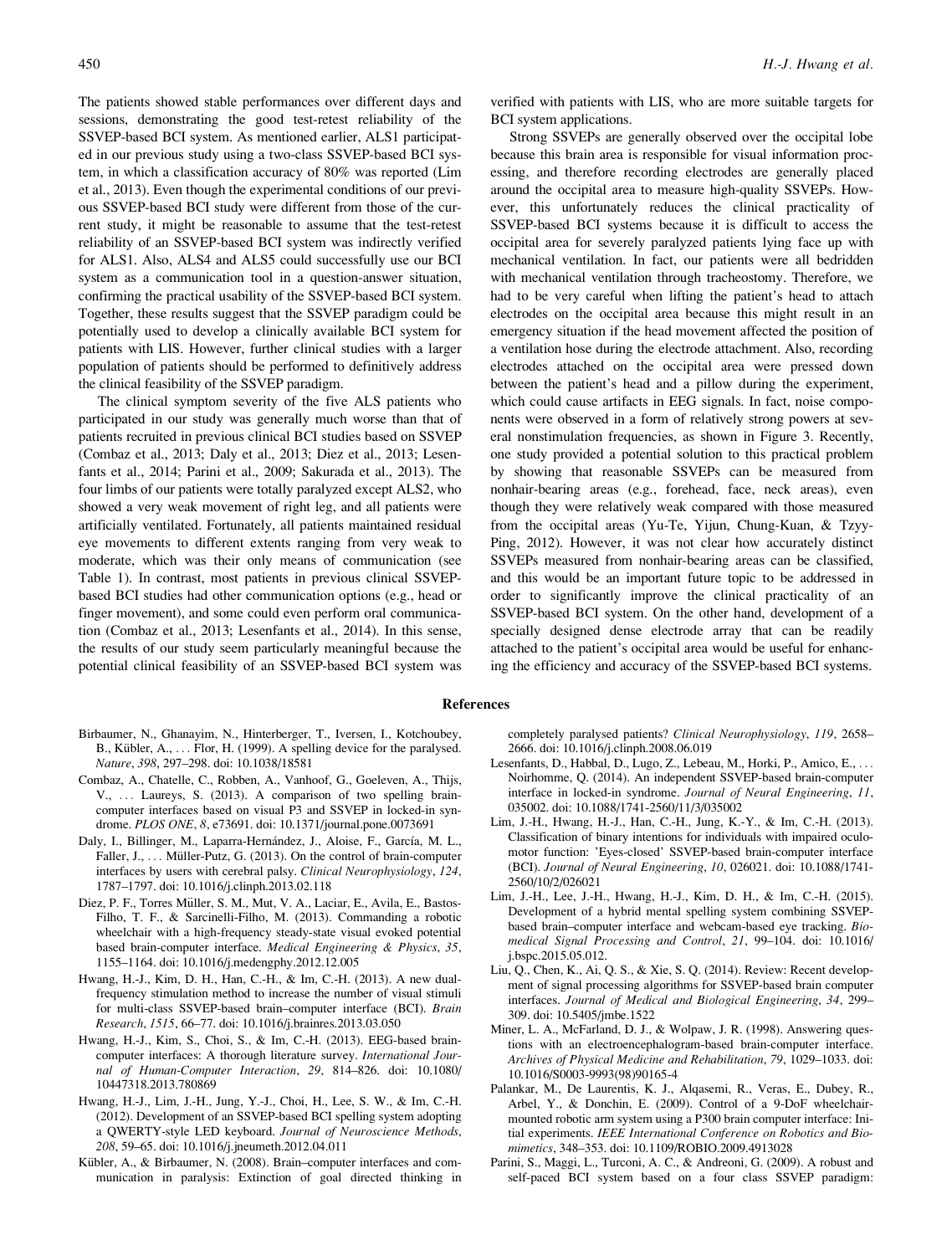The patients showed stable performances over different days and sessions, demonstrating the good test-retest reliability of the SSVEP-based BCI system. As mentioned earlier, ALS1 participated in our previous study using a two-class SSVEP-based BCI system, in which a classification accuracy of 80% was reported (Lim et al., 2013). Even though the experimental conditions of our previous SSVEP-based BCI study were different from those of the current study, it might be reasonable to assume that the test-retest reliability of an SSVEP-based BCI system was indirectly verified for ALS1. Also, ALS4 and ALS5 could successfully use our BCI system as a communication tool in a question-answer situation, confirming the practical usability of the SSVEP-based BCI system. Together, these results suggest that the SSVEP paradigm could be potentially used to develop a clinically available BCI system for patients with LIS. However, further clinical studies with a larger population of patients should be performed to definitively address the clinical feasibility of the SSVEP paradigm.

The clinical symptom severity of the five ALS patients who participated in our study was generally much worse than that of patients recruited in previous clinical BCI studies based on SSVEP (Combaz et al., 2013; Daly et al., 2013; Diez et al., 2013; Lesenfants et al., 2014; Parini et al., 2009; Sakurada et al., 2013). The four limbs of our patients were totally paralyzed except ALS2, who showed a very weak movement of right leg, and all patients were artificially ventilated. Fortunately, all patients maintained residual eye movements to different extents ranging from very weak to moderate, which was their only means of communication (see Table 1). In contrast, most patients in previous clinical SSVEP-based BCI studies had other communication options (e.g., head or finger movement), and some could even perform oral communication (Combaz et al., 2013; Lesenfants et al., 2014). In this sense, the results of our study seem particularly meaningful because the potential clinical feasibility of an SSVEP-based BCI system was verified with patients with LIS, who are more suitable targets for BCI system applications.

Strong SSVEPs are generally observed over the occipital lobe because this brain area is responsible for visual information processing, and therefore recording electrodes are generally placed around the occipital area to measure high-quality SSVEPs. However, this unfortunately reduces the clinical practicality of SSVEP-based BCI systems because it is difficult to access the occipital area for severely paralyzed patients lying face up with mechanical ventilation. In fact, our patients were all bedridden with mechanical ventilation through tracheostomy. Therefore, we had to be very careful when lifting the patient's head to attach electrodes on the occipital area because this might result in an emergency situation if the head movement affected the position of a ventilation hose during the electrode attachment. Also, recording electrodes attached on the occipital area were pressed down between the patient's head and a pillow during the experiment, which could cause artifacts in EEG signals. In fact, noise components were observed in a form of relatively strong powers at several nonstimulation frequencies, as shown in Figure 3. Recently, one study provided a potential solution to this practical problem by showing that reasonable SSVEPs can be measured from nonhair-bearing areas (e.g., forehead, face, neck areas), even though they were relatively weak compared with those measured from the occipital areas (Yu-Te, Yijun, Chung-Kuan, & Tzyy-Ping, 2012). However, it was not clear how accurately distinct SSVEPs measured from nonhair-bearing areas can be classified, and this would be an important future topic to be addressed in order to significantly improve the clinical practicality of an SSVEP-based BCI system. On the other hand, development of a specially designed dense electrode array that can be readily attached to the patient's occipital area would be useful for enhancing the efficiency and accuracy of the SSVEP-based BCI systems.

## References

Birbaumer, N., Ghanayim, N., Hinterberger, T., Iversen, I., Kotchoubey, B., Kübler, A., ... Flor, H. (1999). A spelling device for the paralysed. *Nature*, *398*, 297–298. doi: 10.1038/18581

Combaz, A., Chatelle, C., Robben, A., Vanhoof, G., Goeleven, A., Thijs, V., ... Laureys, S. (2013). A comparison of two spelling brain-computer interfaces based on visual P3 and SSVEP in locked-in syndrome. *PLOS ONE*, *8*, e73691. doi: 10.1371/journal.pone.0073691

Daly, I., Billinger, M., Laparra-Hernández, J., Aloise, F., García, M. L., Faller, J., ... Müller-Putz, G. (2013). On the control of brain-computer interfaces by users with cerebral palsy. *Clinical Neurophysiology*, *124*, 1787–1797. doi: 10.1016/j.clinph.2013.02.118

Diez, P. F., Torres Müller, S. M., Mut, V. A., Laciar, E., Avila, E., Bastos-Filho, T. F., & Sarcinelli-Filho, M. (2013). Commanding a robotic wheelchair with a high-frequency steady-state visual evoked potential based brain-computer interface. *Medical Engineering & Physics*, *35*, 1155–1164. doi: 10.1016/j.medengphy.2012.12.005

Hwang, H.-J., Kim, D. H., Han, C.-H., & Im, C.-H. (2013). A new dual-frequency stimulation method to increase the number of visual stimuli for multi-class SSVEP-based brain–computer interface (BCI). *Brain Research*, *1515*, 66–77. doi: 10.1016/j.brainres.2013.03.050

Hwang, H.-J., Kim, S., Choi, S., & Im, C.-H. (2013). EEG-based brain-computer interfaces: A thorough literature survey. *International Journal of Human-Computer Interaction*, *29*, 814–826. doi: 10.1080/10447318.2013.780869

Hwang, H.-J., Lim, J.-H., Jung, Y.-J., Choi, H., Lee, S. W., & Im, C.-H. (2012). Development of an SSVEP-based BCI spelling system adopting a QWERTY-style LED keyboard. *Journal of Neuroscience Methods*, *208*, 59–65. doi: 10.1016/j.jneumeth.2012.04.011

Kübler, A., & Birbaumer, N. (2008). Brain–computer interfaces and communication in paralysis: Extinction of goal directed thinking in completely paralysed patients? *Clinical Neurophysiology*, *119*, 2658–2666. doi: 10.1016/j.clinph.2008.06.019

Lesenfants, D., Habbal, D., Lugo, Z., Lebeau, M., Horki, P., Amico, E., ... Noirhomme, Q. (2014). An independent SSVEP-based brain-computer interface in locked-in syndrome. *Journal of Neural Engineering*, *11*, 035002. doi: 10.1088/1741-2560/11/3/035002

Lim, J.-H., Hwang, H.-J., Han, C.-H., Jung, K.-Y., & Im, C.-H. (2013). Classification of binary intentions for individuals with impaired oculomotor function: 'Eyes-closed' SSVEP-based brain-computer interface (BCI). *Journal of Neural Engineering*, *10*, 026021. doi: 10.1088/1741-2560/10/2/026021

Lim, J.-H., Lee, J.-H., Hwang, H.-J., Kim, D. H., & Im, C.-H. (2015). Development of a hybrid mental spelling system combining SSVEP-based brain–computer interface and webcam-based eye tracking. *Biomedical Signal Processing and Control*, *21*, 99–104. doi: 10.1016/j.bspc.2015.05.012.

Liu, Q., Chen, K., Ai, Q. S., & Xie, S. Q. (2014). Review: Recent development of signal processing algorithms for SSVEP-based brain computer interfaces. *Journal of Medical and Biological Engineering*, *34*, 299–309. doi: 10.5405/jmbe.1522

Miner, L. A., McFarland, D. J., & Wolpaw, J. R. (1998). Answering questions with an electroencephalogram-based brain-computer interface. *Archives of Physical Medicine and Rehabilitation*, *79*, 1029–1033. doi: 10.1016/S0003-9993(98)90165-4

Palankar, M., De Laurentis, K. J., Alqasemi, R., Veras, E., Dubey, R., Arbel, Y., & Donchin, E. (2009). Control of a 9-DoF wheelchair-mounted robotic arm system using a P300 brain computer interface: Initial experiments. *IEEE International Conference on Robotics and Biomimetics*, 348–353. doi: 10.1109/ROBIO.2009.4913028

Parini, S., Maggi, L., Turconi, A. C., & Andreoni, G. (2009). A robust and self-paced BCI system based on a four class SSVEP paradigm: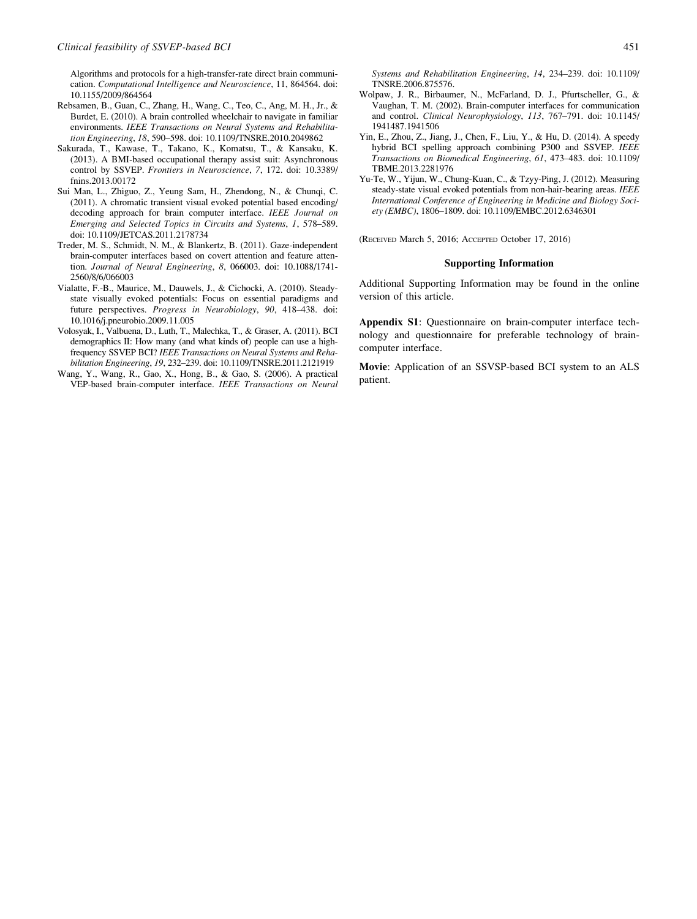Algorithms and protocols for a high-transfer-rate direct brain communication. *Computational Intelligence and Neuroscience*, 11, 864564. doi: 10.1155/2009/864564

Rebsamen, B., Guan, C., Zhang, H., Wang, C., Teo, C., Ang, M. H., Jr., & Burdet, E. (2010). A brain controlled wheelchair to navigate in familiar environments. *IEEE Transactions on Neural Systems and Rehabilitation Engineering*, *18*, 590–598. doi: 10.1109/TNSRE.2010.2049862

Sakurada, T., Kawase, T., Takano, K., Komatsu, T., & Kansaku, K. (2013). A BMI-based occupational therapy assist suit: Asynchronous control by SSVEP. *Frontiers in Neuroscience*, *7*, 172. doi: 10.3389/fnins.2013.00172

Sui Man, L., Zhiguo, Z., Yeung Sam, H., Zhendong, N., & Chunqi, C. (2011). A chromatic transient visual evoked potential based encoding/decoding approach for brain computer interface. *IEEE Journal on Emerging and Selected Topics in Circuits and Systems*, *1*, 578–589. doi: 10.1109/JETCAS.2011.2178734

Treder, M. S., Schmidt, N. M., & Blankertz, B. (2011). Gaze-independent brain-computer interfaces based on covert attention and feature attention. *Journal of Neural Engineering*, *8*, 066003. doi: 10.1088/1741-2560/8/6/066003

Vialatte, F.-B., Maurice, M., Dauwels, J., & Cichocki, A. (2010). Steady-state visually evoked potentials: Focus on essential paradigms and future perspectives. *Progress in Neurobiology*, *90*, 418–438. doi: 10.1016/j.pneurobio.2009.11.005

Volosyak, I., Valbuena, D., Luth, T., Malechka, T., & Graser, A. (2011). BCI demographics II: How many (and what kinds of) people can use a high-frequency SSVEP BCI? *IEEE Transactions on Neural Systems and Rehabilitation Engineering*, *19*, 232–239. doi: 10.1109/TNSRE.2011.2121919

Wang, Y., Wang, R., Gao, X., Hong, B., & Gao, S. (2006). A practical VEP-based brain-computer interface. *IEEE Transactions on Neural Systems and Rehabilitation Engineering*, *14*, 234–239. doi: 10.1109/TNSRE.2006.875576.

Wolpaw, J. R., Birbaumer, N., McFarland, D. J., Pfurtscheller, G., & Vaughan, T. M. (2002). Brain-computer interfaces for communication and control. *Clinical Neurophysiology*, *113*, 767–791. doi: 10.1145/1941487.1941506

Yin, E., Zhou, Z., Jiang, J., Chen, F., Liu, Y., & Hu, D. (2014). A speedy hybrid BCI spelling approach combining P300 and SSVEP. *IEEE Transactions on Biomedical Engineering*, *61*, 473–483. doi: 10.1109/TBME.2013.2281976

Yu-Te, W., Yijun, W., Chung-Kuan, C., & Tzyy-Ping, J. (2012). Measuring steady-state visual evoked potentials from non-hair-bearing areas. *IEEE International Conference of Engineering in Medicine and Biology Society (EMBC)*, 1806–1809. doi: 10.1109/EMBC.2012.6346301

(Received March 5, 2016; Accepted October 17, 2016)

### Supporting Information

Additional Supporting Information may be found in the online version of this article.

**Appendix S1**: Questionnaire on brain-computer interface technology and questionnaire for preferable technology of brain-computer interface.

**Movie**: Application of an SSVSP-based BCI system to an ALS patient.